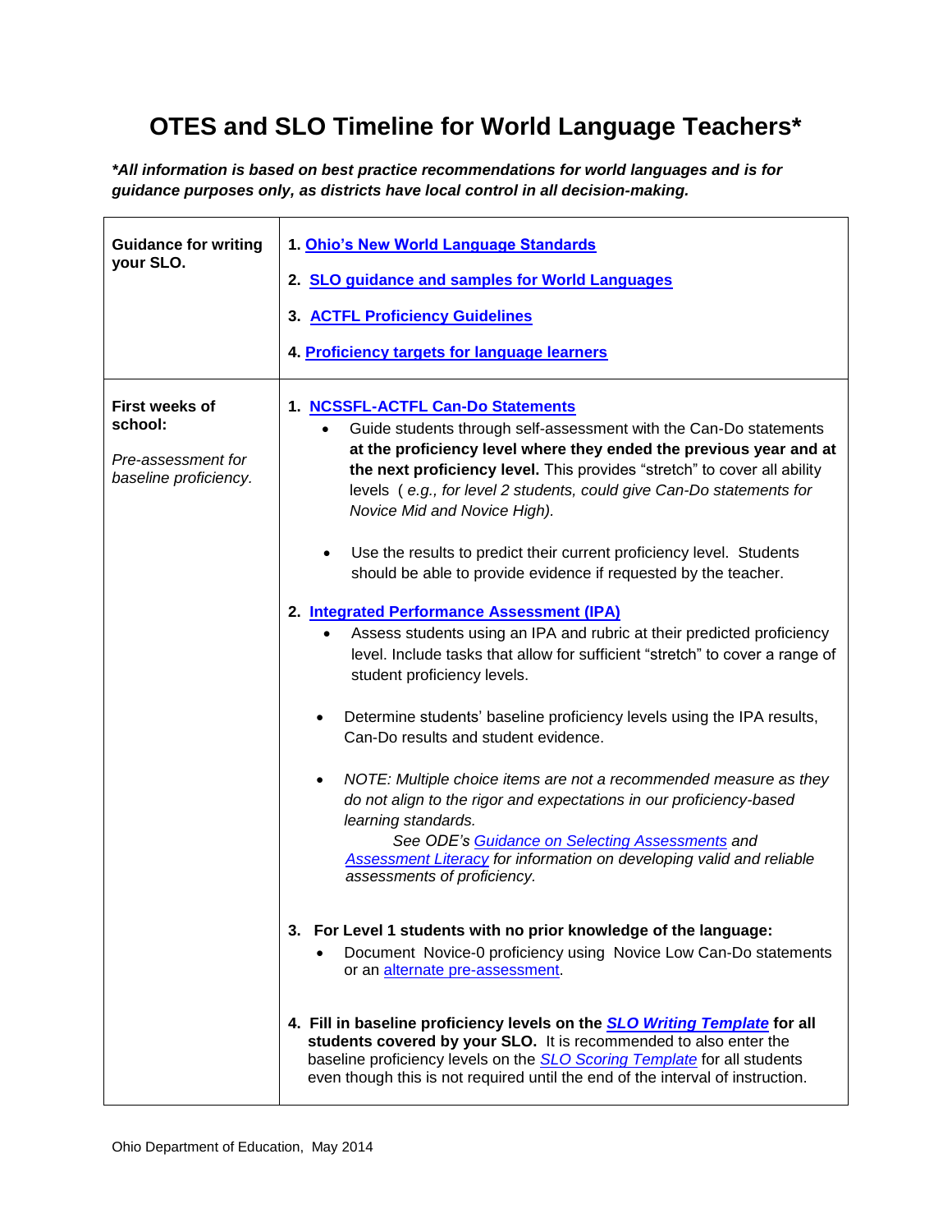# OTES and SLO Timeline for World Language Teachers*

***All information is based on best practice recommendations for world languages and is for guidance purposes only, as districts have local control in all decision-making.***

| | |
|---|---|
| **Guidance for writing your SLO.** | 1. **Ohio's New World Language Standards**<br><br>2. **SLO guidance and samples for World Languages**<br><br>3. **ACTFL Proficiency Guidelines**<br><br>4. **Proficiency targets for language learners** |
| **First weeks of school:**<br><br>*Pre-assessment for baseline proficiency.* | 1. **NCSSFL-ACTFL Can-Do Statements**<br>• Guide students through self-assessment with the Can-Do statements **at the proficiency level where they ended the previous year and at the next proficiency level.** This provides "stretch" to cover all ability levels ( *e.g., for level 2 students, could give Can-Do statements for Novice Mid and Novice High).*<br>• Use the results to predict their current proficiency level. Students should be able to provide evidence if requested by the teacher.<br><br>2. **Integrated Performance Assessment (IPA)**<br>• Assess students using an IPA and rubric at their predicted proficiency level. Include tasks that allow for sufficient "stretch" to cover a range of student proficiency levels.<br>• Determine students' baseline proficiency levels using the IPA results, Can-Do results and student evidence.<br>• *NOTE: Multiple choice items are not a recommended measure as they do not align to the rigor and expectations in our proficiency-based learning standards. See ODE's Guidance on Selecting Assessments and Assessment Literacy for information on developing valid and reliable assessments of proficiency.*<br><br>3. **For Level 1 students with no prior knowledge of the language:**<br>• Document Novice-0 proficiency using Novice Low Can-Do statements or an alternate pre-assessment.<br><br>4. **Fill in baseline proficiency levels on the *SLO Writing Template* for all students covered by your SLO.** It is recommended to also enter the baseline proficiency levels on the *SLO Scoring Template* for all students even though this is not required until the end of the interval of instruction. |

Ohio Department of Education, May 2014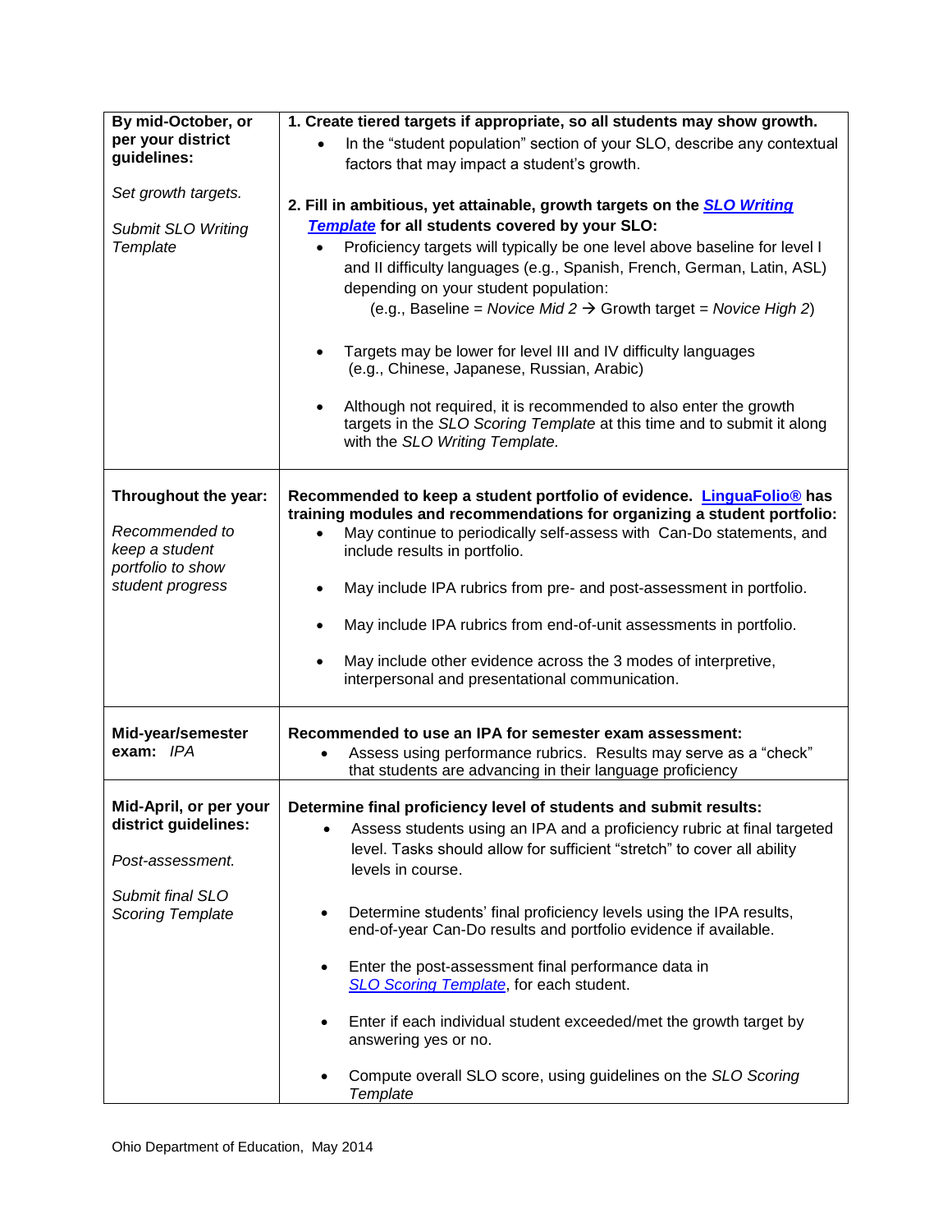| | |
|---|---|
| **By mid-October, or per your district guidelines:**<br><br>*Set growth targets.*<br><br>*Submit SLO Writing Template* | **1. Create tiered targets if appropriate, so all students may show growth.**<br>• In the "student population" section of your SLO, describe any contextual factors that may impact a student's growth.<br><br>**2. Fill in ambitious, yet attainable, growth targets on the *SLO Writing Template* for all students covered by your SLO:**<br>• Proficiency targets will typically be one level above baseline for level I and II difficulty languages (e.g., Spanish, French, German, Latin, ASL) depending on your student population: (e.g., Baseline = *Novice Mid 2* → Growth target = *Novice High 2*)<br>• Targets may be lower for level III and IV difficulty languages (e.g., Chinese, Japanese, Russian, Arabic)<br>• Although not required, it is recommended to also enter the growth targets in the *SLO Scoring Template* at this time and to submit it along with the *SLO Writing Template.* |
| **Throughout the year:**<br><br>*Recommended to keep a student portfolio to show student progress* | **Recommended to keep a student portfolio of evidence. LinguaFolio® has training modules and recommendations for organizing a student portfolio:**<br>• May continue to periodically self-assess with Can-Do statements, and include results in portfolio.<br>• May include IPA rubrics from pre- and post-assessment in portfolio.<br>• May include IPA rubrics from end-of-unit assessments in portfolio.<br>• May include other evidence across the 3 modes of interpretive, interpersonal and presentational communication. |
| **Mid-year/semester exam:** *IPA* | **Recommended to use an IPA for semester exam assessment:**<br>• Assess using performance rubrics. Results may serve as a "check" that students are advancing in their language proficiency |
| **Mid-April, or per your district guidelines:**<br><br>*Post-assessment.*<br><br>*Submit final SLO Scoring Template* | **Determine final proficiency level of students and submit results:**<br>• Assess students using an IPA and a proficiency rubric at final targeted level. Tasks should allow for sufficient "stretch" to cover all ability levels in course.<br>• Determine students' final proficiency levels using the IPA results, end-of-year Can-Do results and portfolio evidence if available.<br>• Enter the post-assessment final performance data in *SLO Scoring Template*, for each student.<br>• Enter if each individual student exceeded/met the growth target by answering yes or no.<br>• Compute overall SLO score, using guidelines on the *SLO Scoring Template* |

Ohio Department of Education, May 2014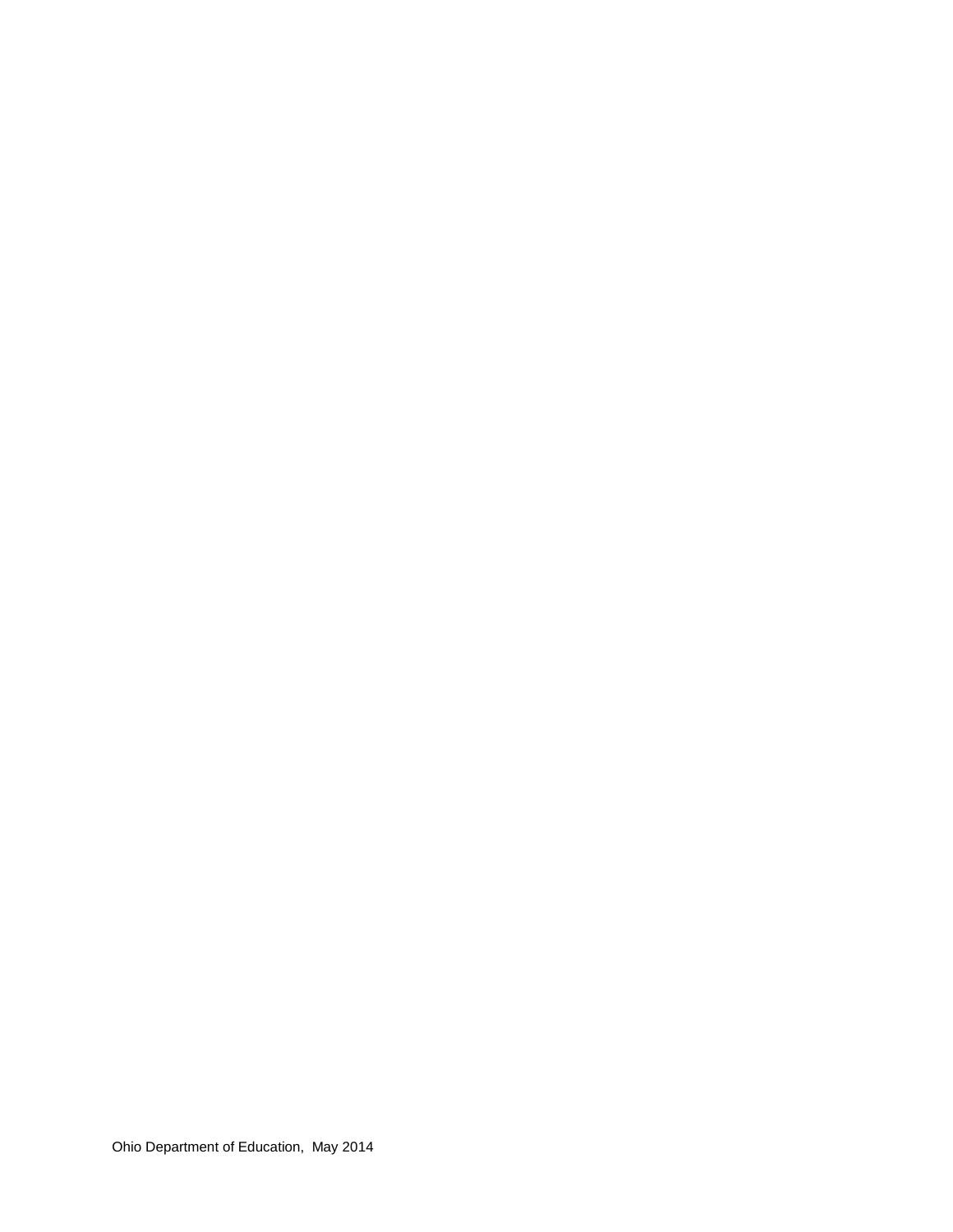Ohio Department of Education, May 2014